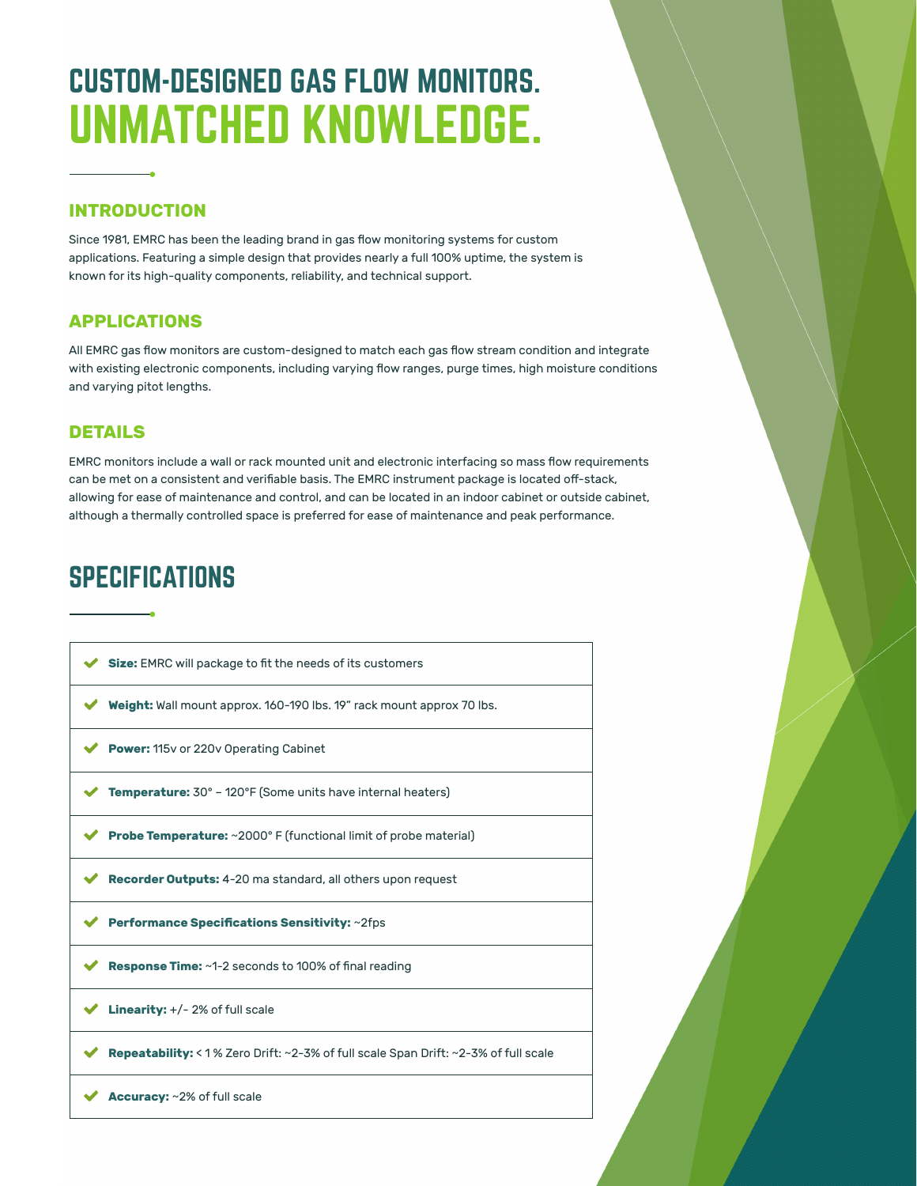# CUSTOM-DESIGNED GAS FLOW MONITORS.
# UNMATCHED KNOWLEDGE.

## INTRODUCTION

Since 1981, EMRC has been the leading brand in gas flow monitoring systems for custom applications. Featuring a simple design that provides nearly a full 100% uptime, the system is known for its high-quality components, reliability, and technical support.

## APPLICATIONS

All EMRC gas flow monitors are custom-designed to match each gas flow stream condition and integrate with existing electronic components, including varying flow ranges, purge times, high moisture conditions and varying pitot lengths.

## DETAILS

EMRC monitors include a wall or rack mounted unit and electronic interfacing so mass flow requirements can be met on a consistent and verifiable basis. The EMRC instrument package is located off-stack, allowing for ease of maintenance and control, and can be located in an indoor cabinet or outside cabinet, although a thermally controlled space is preferred for ease of maintenance and peak performance.

# SPECIFICATIONS

- **Size:** EMRC will package to fit the needs of its customers
- **Weight:** Wall mount approx. 160-190 lbs. 19" rack mount approx 70 lbs.
- **Power:** 115v or 220v Operating Cabinet
- **Temperature:** 30° – 120°F (Some units have internal heaters)
- **Probe Temperature:** ~2000° F (functional limit of probe material)
- **Recorder Outputs:** 4-20 ma standard, all others upon request
- **Performance Specifications Sensitivity:** ~2fps
- **Response Time:** ~1-2 seconds to 100% of final reading
- **Linearity:** +/- 2% of full scale
- **Repeatability:** < 1 % Zero Drift: ~2-3% of full scale Span Drift: ~2-3% of full scale
- **Accuracy:** ~2% of full scale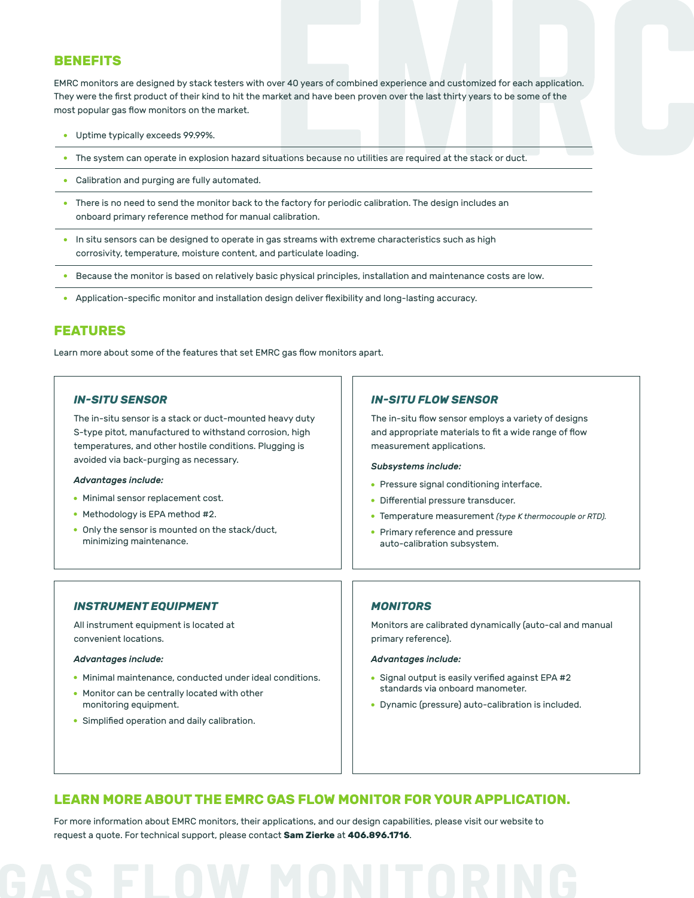## BENEFITS

EMRC monitors are designed by stack testers with over 40 years of combined experience and customized for each application. They were the first product of their kind to hit the market and have been proven over the last thirty years to be some of the most popular gas flow monitors on the market.

- Uptime typically exceeds 99.99%.
- The system can operate in explosion hazard situations because no utilities are required at the stack or duct.
- Calibration and purging are fully automated.
- There is no need to send the monitor back to the factory for periodic calibration. The design includes an onboard primary reference method for manual calibration.
- In situ sensors can be designed to operate in gas streams with extreme characteristics such as high corrosivity, temperature, moisture content, and particulate loading.
- Because the monitor is based on relatively basic physical principles, installation and maintenance costs are low.
- Application-specific monitor and installation design deliver flexibility and long-lasting accuracy.

## FEATURES

Learn more about some of the features that set EMRC gas flow monitors apart.

### *IN-SITU SENSOR*

The in-situ sensor is a stack or duct-mounted heavy duty S-type pitot, manufactured to withstand corrosion, high temperatures, and other hostile conditions. Plugging is avoided via back-purging as necessary.

***Advantages include:***

- Minimal sensor replacement cost.
- Methodology is EPA method #2.
- Only the sensor is mounted on the stack/duct, minimizing maintenance.

### *IN-SITU FLOW SENSOR*

The in-situ flow sensor employs a variety of designs and appropriate materials to fit a wide range of flow measurement applications.

***Subsystems include:***

- Pressure signal conditioning interface.
- Differential pressure transducer.
- Temperature measurement *(type K thermocouple or RTD).*
- Primary reference and pressure auto-calibration subsystem.

### *INSTRUMENT EQUIPMENT*

All instrument equipment is located at convenient locations.

***Advantages include:***

- Minimal maintenance, conducted under ideal conditions.
- Monitor can be centrally located with other monitoring equipment.
- Simplified operation and daily calibration.

### *MONITORS*

Monitors are calibrated dynamically (auto-cal and manual primary reference).

***Advantages include:***

- Signal output is easily verified against EPA #2 standards via onboard manometer.
- Dynamic (pressure) auto-calibration is included.

## LEARN MORE ABOUT THE EMRC GAS FLOW MONITOR FOR YOUR APPLICATION.

For more information about EMRC monitors, their applications, and our design capabilities, please visit our website to request a quote. For technical support, please contact **Sam Zierke** at **406.896.1716**.